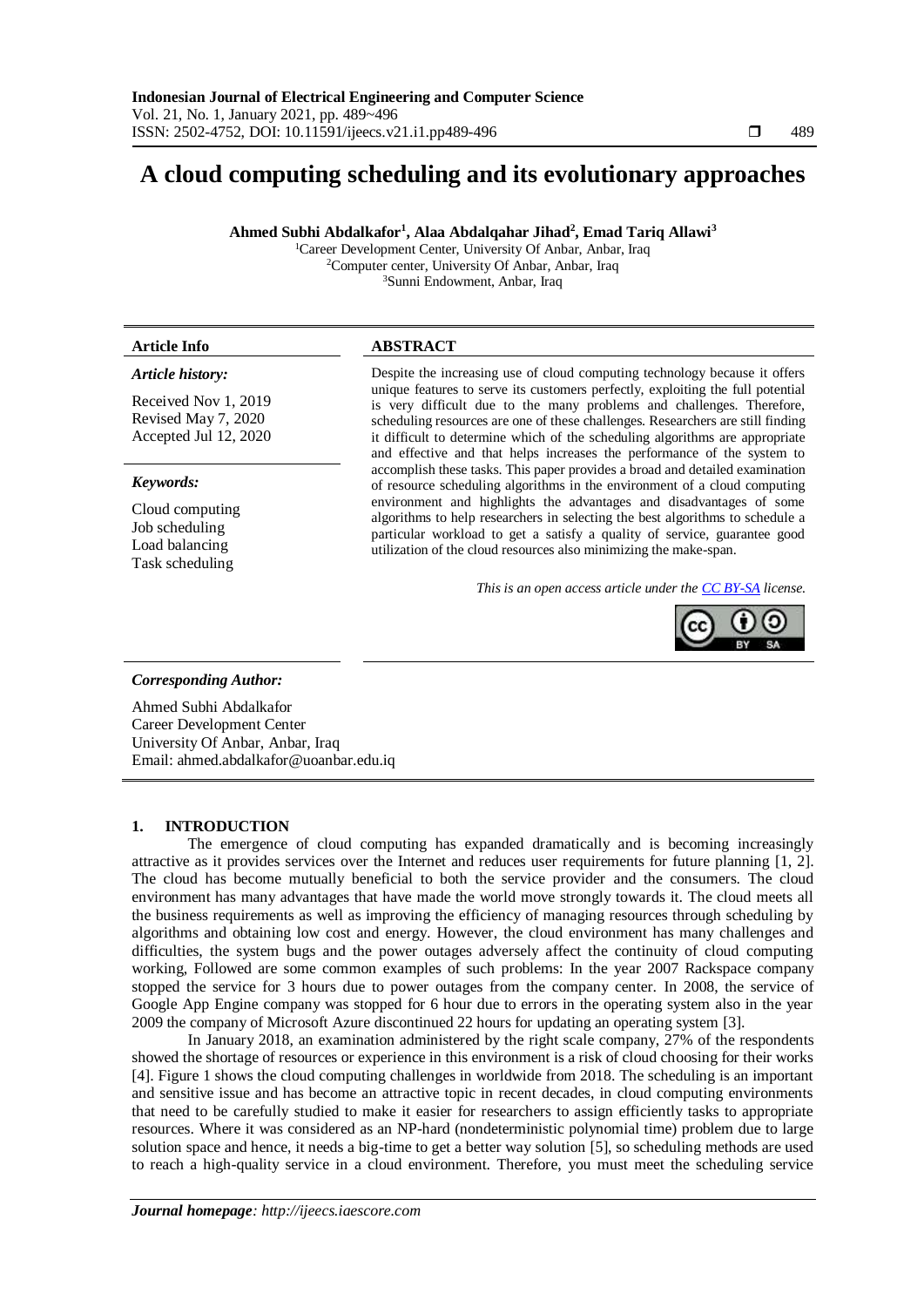# A cloud computing scheduling and its evolutionary approaches

**Ahmed Subhi Abdalkafor[1], Alaa Abdalqahar Jihad[2], Emad Tariq Allawi[3]**

[1]Career Development Center, University Of Anbar, Anbar, Iraq
[2]Computer center, University Of Anbar, Anbar, Iraq
[3]Sunni Endowment, Anbar, Iraq

**Article Info**

*Article history:*

Received Nov 1, 2019
Revised May 7, 2020
Accepted Jul 12, 2020

*Keywords:*

Cloud computing
Job scheduling
Load balancing
Task scheduling

**ABSTRACT**

Despite the increasing use of cloud computing technology because it offers unique features to serve its customers perfectly, exploiting the full potential is very difficult due to the many problems and challenges. Therefore, scheduling resources are one of these challenges. Researchers are still finding it difficult to determine which of the scheduling algorithms are appropriate and effective and that helps increases the performance of the system to accomplish these tasks. This paper provides a broad and detailed examination of resource scheduling algorithms in the environment of a cloud computing environment and highlights the advantages and disadvantages of some algorithms to help researchers in selecting the best algorithms to schedule a particular workload to get a satisfy a quality of service, guarantee good utilization of the cloud resources also minimizing the make-span.

*This is an open access article under the CC BY-SA license.*

***Corresponding Author:***

Ahmed Subhi Abdalkafor
Career Development Center
University Of Anbar, Anbar, Iraq
Email: ahmed.abdalkafor@uoanbar.edu.iq

## 1. INTRODUCTION

The emergence of cloud computing has expanded dramatically and is becoming increasingly attractive as it provides services over the Internet and reduces user requirements for future planning [1, 2]. The cloud has become mutually beneficial to both the service provider and the consumers. The cloud environment has many advantages that have made the world move strongly towards it. The cloud meets all the business requirements as well as improving the efficiency of managing resources through scheduling by algorithms and obtaining low cost and energy. However, the cloud environment has many challenges and difficulties, the system bugs and the power outages adversely affect the continuity of cloud computing working, Followed are some common examples of such problems: In the year 2007 Rackspace company stopped the service for 3 hours due to power outages from the company center. In 2008, the service of Google App Engine company was stopped for 6 hour due to errors in the operating system also in the year 2009 the company of Microsoft Azure discontinued 22 hours for updating an operating system [3].

In January 2018, an examination administered by the right scale company, 27% of the respondents showed the shortage of resources or experience in this environment is a risk of cloud choosing for their works [4]. Figure 1 shows the cloud computing challenges in worldwide from 2018. The scheduling is an important and sensitive issue and has become an attractive topic in recent decades, in cloud computing environments that need to be carefully studied to make it easier for researchers to assign efficiently tasks to appropriate resources. Where it was considered as an NP-hard (nondeterministic polynomial time) problem due to large solution space and hence, it needs a big-time to get a better way solution [5], so scheduling methods are used to reach a high-quality service in a cloud environment. Therefore, you must meet the scheduling service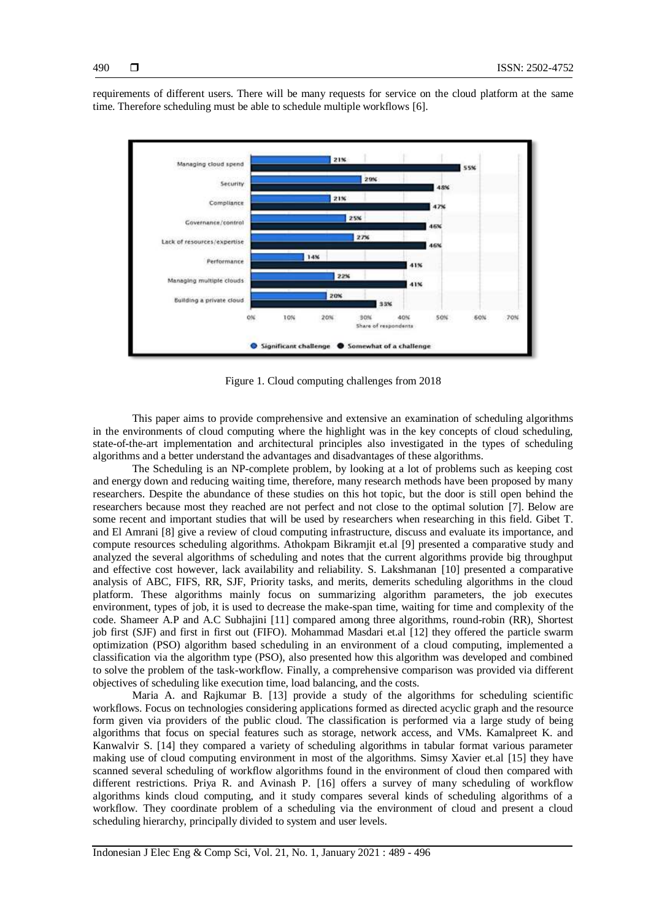requirements of different users. There will be many requests for service on the cloud platform at the same time. Therefore scheduling must be able to schedule multiple workflows [6].

Figure 1. Cloud computing challenges from 2018

This paper aims to provide comprehensive and extensive an examination of scheduling algorithms in the environments of cloud computing where the highlight was in the key concepts of cloud scheduling, state-of-the-art implementation and architectural principles also investigated in the types of scheduling algorithms and a better understand the advantages and disadvantages of these algorithms.

The Scheduling is an NP-complete problem, by looking at a lot of problems such as keeping cost and energy down and reducing waiting time, therefore, many research methods have been proposed by many researchers. Despite the abundance of these studies on this hot topic, but the door is still open behind the researchers because most they reached are not perfect and not close to the optimal solution [7]. Below are some recent and important studies that will be used by researchers when researching in this field. Gibet T. and El Amrani [8] give a review of cloud computing infrastructure, discuss and evaluate its importance, and compute resources scheduling algorithms. Athokpam Bikramjit et.al [9] presented a comparative study and analyzed the several algorithms of scheduling and notes that the current algorithms provide big throughput and effective cost however, lack availability and reliability. S. Lakshmanan [10] presented a comparative analysis of ABC, FIFS, RR, SJF, Priority tasks, and merits, demerits scheduling algorithms in the cloud platform. These algorithms mainly focus on summarizing algorithm parameters, the job executes environment, types of job, it is used to decrease the make-span time, waiting for time and complexity of the code. Shameer A.P and A.C Subhajini [11] compared among three algorithms, round-robin (RR), Shortest job first (SJF) and first in first out (FIFO). Mohammad Masdari et.al [12] they offered the particle swarm optimization (PSO) algorithm based scheduling in an environment of a cloud computing, implemented a classification via the algorithm type (PSO), also presented how this algorithm was developed and combined to solve the problem of the task-workflow. Finally, a comprehensive comparison was provided via different objectives of scheduling like execution time, load balancing, and the costs.

Maria A. and Rajkumar B. [13] provide a study of the algorithms for scheduling scientific workflows. Focus on technologies considering applications formed as directed acyclic graph and the resource form given via providers of the public cloud. The classification is performed via a large study of being algorithms that focus on special features such as storage, network access, and VMs. Kamalpreet K. and Kanwalvir S. [14] they compared a variety of scheduling algorithms in tabular format various parameter making use of cloud computing environment in most of the algorithms. Simsy Xavier et.al [15] they have scanned several scheduling of workflow algorithms found in the environment of cloud then compared with different restrictions. Priya R. and Avinash P. [16] offers a survey of many scheduling of workflow algorithms kinds cloud computing, and it study compares several kinds of scheduling algorithms of a workflow. They coordinate problem of a scheduling via the environment of cloud and present a cloud scheduling hierarchy, principally divided to system and user levels.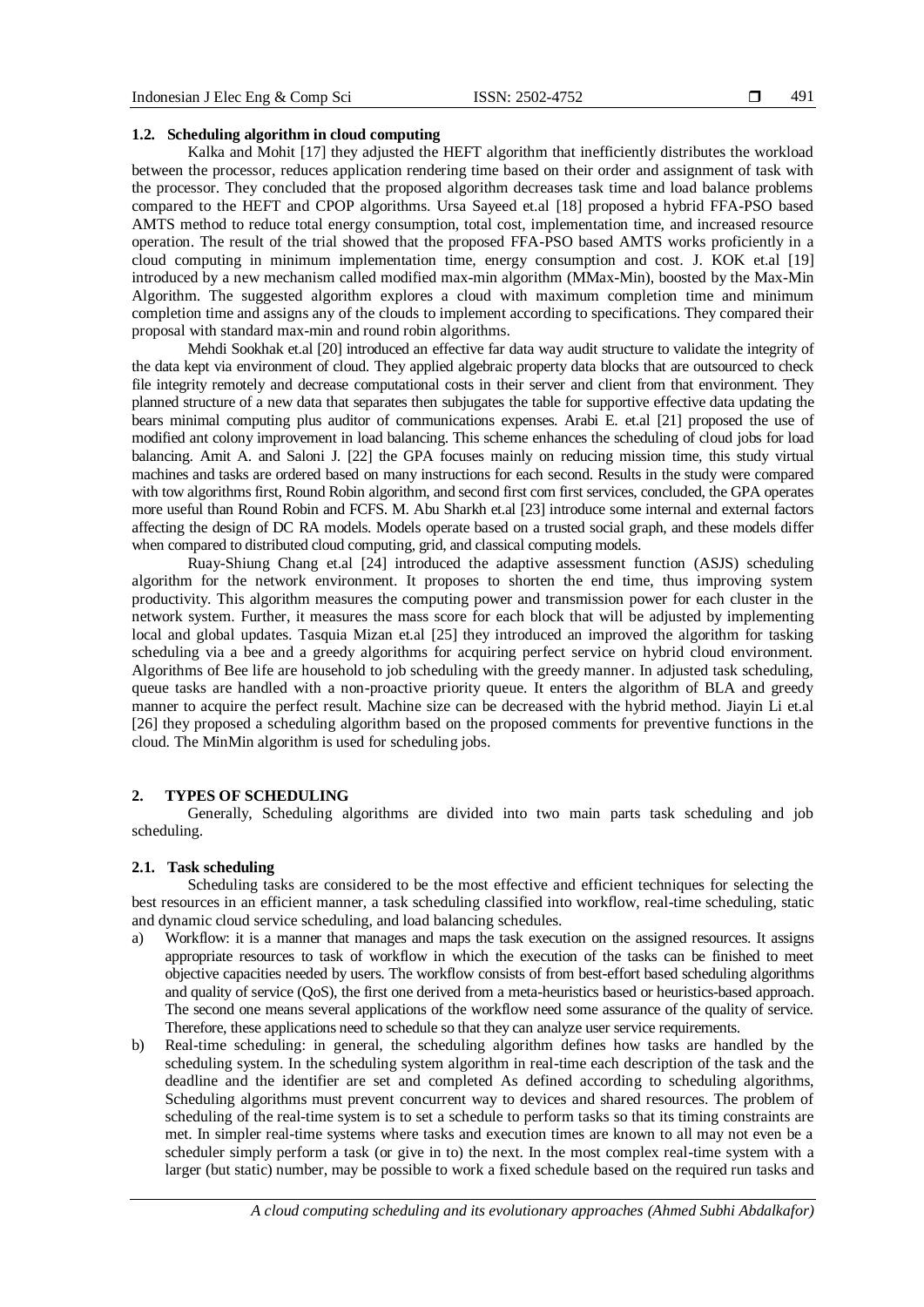### 1.2. Scheduling algorithm in cloud computing

Kalka and Mohit [17] they adjusted the HEFT algorithm that inefficiently distributes the workload between the processor, reduces application rendering time based on their order and assignment of task with the processor. They concluded that the proposed algorithm decreases task time and load balance problems compared to the HEFT and CPOP algorithms. Ursa Sayeed et.al [18] proposed a hybrid FFA-PSO based AMTS method to reduce total energy consumption, total cost, implementation time, and increased resource operation. The result of the trial showed that the proposed FFA-PSO based AMTS works proficiently in a cloud computing in minimum implementation time, energy consumption and cost. J. KOK et.al [19] introduced by a new mechanism called modified max-min algorithm (MMax-Min), boosted by the Max-Min Algorithm. The suggested algorithm explores a cloud with maximum completion time and minimum completion time and assigns any of the clouds to implement according to specifications. They compared their proposal with standard max-min and round robin algorithms.

Mehdi Sookhak et.al [20] introduced an effective far data way audit structure to validate the integrity of the data kept via environment of cloud. They applied algebraic property data blocks that are outsourced to check file integrity remotely and decrease computational costs in their server and client from that environment. They planned structure of a new data that separates then subjugates the table for supportive effective data updating the bears minimal computing plus auditor of communications expenses. Arabi E. et.al [21] proposed the use of modified ant colony improvement in load balancing. This scheme enhances the scheduling of cloud jobs for load balancing. Amit A. and Saloni J. [22] the GPA focuses mainly on reducing mission time, this study virtual machines and tasks are ordered based on many instructions for each second. Results in the study were compared with tow algorithms first, Round Robin algorithm, and second first com first services, concluded, the GPA operates more useful than Round Robin and FCFS. M. Abu Sharkh et.al [23] introduce some internal and external factors affecting the design of DC RA models. Models operate based on a trusted social graph, and these models differ when compared to distributed cloud computing, grid, and classical computing models.

Ruay-Shiung Chang et.al [24] introduced the adaptive assessment function (ASJS) scheduling algorithm for the network environment. It proposes to shorten the end time, thus improving system productivity. This algorithm measures the computing power and transmission power for each cluster in the network system. Further, it measures the mass score for each block that will be adjusted by implementing local and global updates. Tasquia Mizan et.al [25] they introduced an improved the algorithm for tasking scheduling via a bee and a greedy algorithms for acquiring perfect service on hybrid cloud environment. Algorithms of Bee life are household to job scheduling with the greedy manner. In adjusted task scheduling, queue tasks are handled with a non-proactive priority queue. It enters the algorithm of BLA and greedy manner to acquire the perfect result. Machine size can be decreased with the hybrid method. Jiayin Li et.al [26] they proposed a scheduling algorithm based on the proposed comments for preventive functions in the cloud. The MinMin algorithm is used for scheduling jobs.

## 2. TYPES OF SCHEDULING

Generally, Scheduling algorithms are divided into two main parts task scheduling and job scheduling.

### 2.1. Task scheduling

Scheduling tasks are considered to be the most effective and efficient techniques for selecting the best resources in an efficient manner, a task scheduling classified into workflow, real-time scheduling, static and dynamic cloud service scheduling, and load balancing schedules.

a) Workflow: it is a manner that manages and maps the task execution on the assigned resources. It assigns appropriate resources to task of workflow in which the execution of the tasks can be finished to meet objective capacities needed by users. The workflow consists of from best-effort based scheduling algorithms and quality of service (QoS), the first one derived from a meta-heuristics based or heuristics-based approach. The second one means several applications of the workflow need some assurance of the quality of service. Therefore, these applications need to schedule so that they can analyze user service requirements.

b) Real-time scheduling: in general, the scheduling algorithm defines how tasks are handled by the scheduling system. In the scheduling system algorithm in real-time each description of the task and the deadline and the identifier are set and completed As defined according to scheduling algorithms, Scheduling algorithms must prevent concurrent way to devices and shared resources. The problem of scheduling of the real-time system is to set a schedule to perform tasks so that its timing constraints are met. In simpler real-time systems where tasks and execution times are known to all may not even be a scheduler simply perform a task (or give in to) the next. In the most complex real-time system with a larger (but static) number, may be possible to work a fixed schedule based on the required run tasks and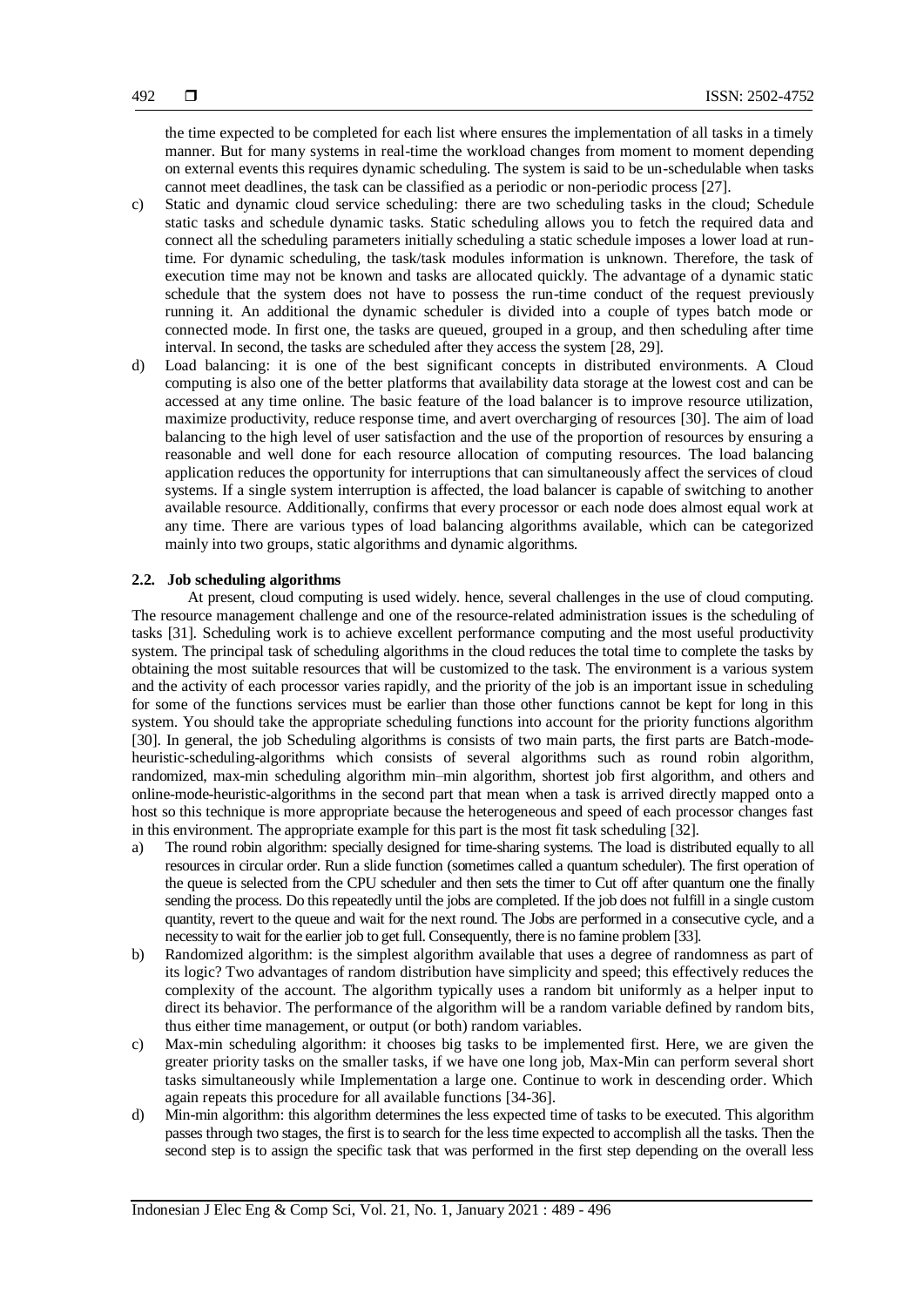the time expected to be completed for each list where ensures the implementation of all tasks in a timely manner. But for many systems in real-time the workload changes from moment to moment depending on external events this requires dynamic scheduling. The system is said to be un-schedulable when tasks cannot meet deadlines, the task can be classified as a periodic or non-periodic process [27].

c) Static and dynamic cloud service scheduling: there are two scheduling tasks in the cloud; Schedule static tasks and schedule dynamic tasks. Static scheduling allows you to fetch the required data and connect all the scheduling parameters initially scheduling a static schedule imposes a lower load at run-time. For dynamic scheduling, the task/task modules information is unknown. Therefore, the task of execution time may not be known and tasks are allocated quickly. The advantage of a dynamic static schedule that the system does not have to possess the run-time conduct of the request previously running it. An additional the dynamic scheduler is divided into a couple of types batch mode or connected mode. In first one, the tasks are queued, grouped in a group, and then scheduling after time interval. In second, the tasks are scheduled after they access the system [28, 29].
d) Load balancing: it is one of the best significant concepts in distributed environments. A Cloud computing is also one of the better platforms that availability data storage at the lowest cost and can be accessed at any time online. The basic feature of the load balancer is to improve resource utilization, maximize productivity, reduce response time, and avert overcharging of resources [30]. The aim of load balancing to the high level of user satisfaction and the use of the proportion of resources by ensuring a reasonable and well done for each resource allocation of computing resources. The load balancing application reduces the opportunity for interruptions that can simultaneously affect the services of cloud systems. If a single system interruption is affected, the load balancer is capable of switching to another available resource. Additionally, confirms that every processor or each node does almost equal work at any time. There are various types of load balancing algorithms available, which can be categorized mainly into two groups, static algorithms and dynamic algorithms.

### 2.2. Job scheduling algorithms

At present, cloud computing is used widely. hence, several challenges in the use of cloud computing. The resource management challenge and one of the resource-related administration issues is the scheduling of tasks [31]. Scheduling work is to achieve excellent performance computing and the most useful productivity system. The principal task of scheduling algorithms in the cloud reduces the total time to complete the tasks by obtaining the most suitable resources that will be customized to the task. The environment is a various system and the activity of each processor varies rapidly, and the priority of the job is an important issue in scheduling for some of the functions services must be earlier than those other functions cannot be kept for long in this system. You should take the appropriate scheduling functions into account for the priority functions algorithm [30]. In general, the job Scheduling algorithms is consists of two main parts, the first parts are Batch-mode-heuristic-scheduling-algorithms which consists of several algorithms such as round robin algorithm, randomized, max-min scheduling algorithm min–min algorithm, shortest job first algorithm, and others and online-mode-heuristic-algorithms in the second part that mean when a task is arrived directly mapped onto a host so this technique is more appropriate because the heterogeneous and speed of each processor changes fast in this environment. The appropriate example for this part is the most fit task scheduling [32].

a) The round robin algorithm: specially designed for time-sharing systems. The load is distributed equally to all resources in circular order. Run a slide function (sometimes called a quantum scheduler). The first operation of the queue is selected from the CPU scheduler and then sets the timer to Cut off after quantum one the finally sending the process. Do this repeatedly until the jobs are completed. If the job does not fulfill in a single custom quantity, revert to the queue and wait for the next round. The Jobs are performed in a consecutive cycle, and a necessity to wait for the earlier job to get full. Consequently, there is no famine problem [33].
b) Randomized algorithm: is the simplest algorithm available that uses a degree of randomness as part of its logic? Two advantages of random distribution have simplicity and speed; this effectively reduces the complexity of the account. The algorithm typically uses a random bit uniformly as a helper input to direct its behavior. The performance of the algorithm will be a random variable defined by random bits, thus either time management, or output (or both) random variables.
c) Max-min scheduling algorithm: it chooses big tasks to be implemented first. Here, we are given the greater priority tasks on the smaller tasks, if we have one long job, Max-Min can perform several short tasks simultaneously while Implementation a large one. Continue to work in descending order. Which again repeats this procedure for all available functions [34-36].
d) Min-min algorithm: this algorithm determines the less expected time of tasks to be executed. This algorithm passes through two stages, the first is to search for the less time expected to accomplish all the tasks. Then the second step is to assign the specific task that was performed in the first step depending on the overall less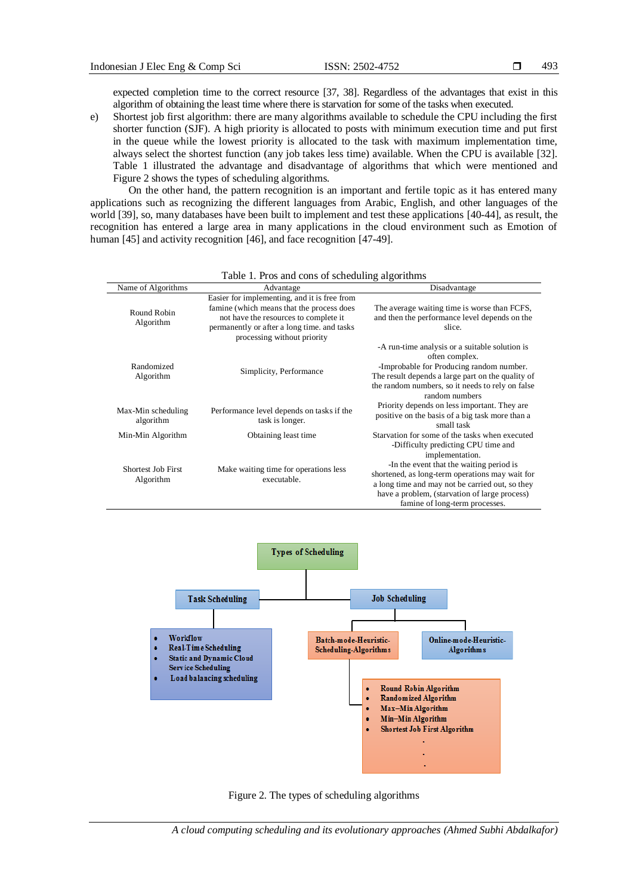expected completion time to the correct resource [37, 38]. Regardless of the advantages that exist in this algorithm of obtaining the least time where there is starvation for some of the tasks when executed.

e) Shortest job first algorithm: there are many algorithms available to schedule the CPU including the first shorter function (SJF). A high priority is allocated to posts with minimum execution time and put first in the queue while the lowest priority is allocated to the task with maximum implementation time, always select the shortest function (any job takes less time) available. When the CPU is available [32]. Table 1 illustrated the advantage and disadvantage of algorithms that which were mentioned and Figure 2 shows the types of scheduling algorithms.

On the other hand, the pattern recognition is an important and fertile topic as it has entered many applications such as recognizing the different languages from Arabic, English, and other languages of the world [39], so, many databases have been built to implement and test these applications [40-44], as result, the recognition has entered a large area in many applications in the cloud environment such as Emotion of human [45] and activity recognition [46], and face recognition [47-49].

Table 1. Pros and cons of scheduling algorithms

| Name of Algorithms | Advantage | Disadvantage |
|---|---|---|
| Round Robin Algorithm | Easier for implementing, and it is free from famine (which means that the process does not have the resources to complete it permanently or after a long time. and tasks processing without priority | The average waiting time is worse than FCFS, and then the performance level depends on the slice. |
| Randomized Algorithm | Simplicity, Performance | -A run-time analysis or a suitable solution is often complex. -Improbable for Producing random number. The result depends a large part on the quality of the random numbers, so it needs to rely on false random numbers |
| Max-Min scheduling algorithm | Performance level depends on tasks if the task is longer. | Priority depends on less important. They are positive on the basis of a big task more than a small task |
| Min-Min Algorithm | Obtaining least time | Starvation for some of the tasks when executed |
| Shortest Job First Algorithm | Make waiting time for operations less executable. | -Difficulty predicting CPU time and implementation. -In the event that the waiting period is shortened, as long-term operations may wait for a long time and may not be carried out, so they have a problem, (starvation of large process) famine of long-term processes. |

Types of Scheduling

- Task Scheduling
  - Workflow
  - Real-Time Scheduling
  - Static and Dynamic Cloud Service Scheduling
  - Load balancing scheduling
- Job Scheduling
  - Batch-mode-Heuristic-Scheduling-Algorithms
    - Round Robin Algorithm
    - Randomized Algorithm
    - Max–Min Algorithm
    - Min–Min Algorithm
    - Shortest Job First Algorithm
    - .
    - .
    - .
  - Online-mode-Heuristic-Algorithms

Figure 2. The types of scheduling algorithms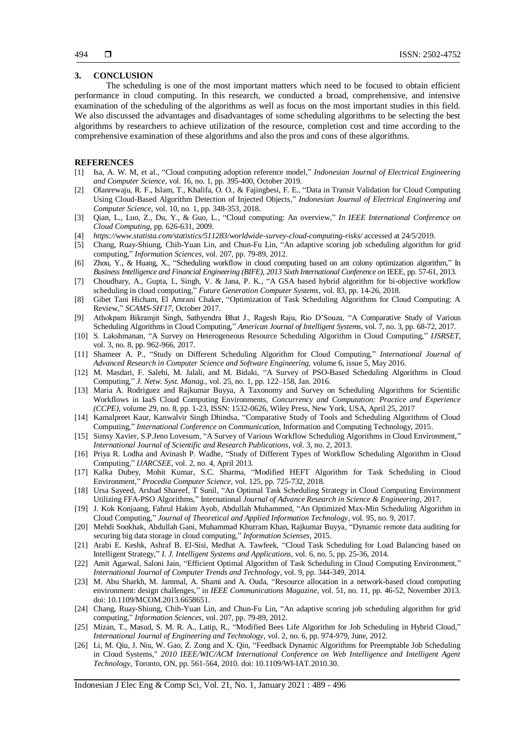## 3. CONCLUSION

The scheduling is one of the most important matters which need to be focused to obtain efficient performance in cloud computing. In this research, we conducted a broad, comprehensive, and intensive examination of the scheduling of the algorithms as well as focus on the most important studies in this field. We also discussed the advantages and disadvantages of some scheduling algorithms to be selecting the best algorithms by researchers to achieve utilization of the resource, completion cost and time according to the comprehensive examination of these algorithms and also the pros and cons of these algorithms.

## REFERENCES

[1] Isa, A. W. M, et al., "Cloud computing adoption reference model," *Indonesian Journal of Electrical Engineering and Computer Science*, vol. 16, no. 1, pp. 395-400, October 2019.

[2] Olanrewaju, R. F., Islam, T., Khalifa, O. O., & Fajingbesi, F. E., "Data in Transit Validation for Cloud Computing Using Cloud-Based Algorithm Detection of Injected Objects," *Indonesian Journal of Electrical Engineering and Computer Science*, vol. 10, no. 1, pp. 348-353, 2018.

[3] Qian, L., Luo, Z., Du, Y., & Guo, L., "Cloud computing: An overview," *In IEEE International Conference on Cloud Computing*, pp. 626-631, 2009.

[4] *https://www.statista.com/statistics/511283/worldwide-survey-cloud-computing-risks/* accessed at 24/5/2019.

[5] Chang, Ruay-Shiung, Chih-Yuan Lin, and Chun-Fu Lin, "An adaptive scoring job scheduling algorithm for grid computing," *Information Sciences*, vol. 207, pp. 79-89, 2012.

[6] Zhou, Y., & Huang, X., "Scheduling workflow in cloud computing based on ant colony optimization algorithm," In *Business Intelligence and Financial Engineering (BIFE), 2013 Sixth International Conference on* IEEE, pp. 57-61, 2013.

[7] Choudhary, A., Gupta, I., Singh, V. & Jana, P. K., "A GSA based hybrid algorithm for bi-objective workflow scheduling in cloud computing," *Future Generation Computer Systems*, vol. 83, pp. 14-26, 2018.

[8] Gibet Tani Hicham, El Amrani Chaker, "Optimization of Task Scheduling Algorithms for Cloud Computing: A Review," *SCAMS-SH'17*, October 2017.

[9] Athokpam Bikramjit Singh, Sathyendra Bhat J., Ragesh Raju, Rio D'Souza, "A Comparative Study of Various Scheduling Algorithms in Cloud Computing," *American Journal of Intelligent Systems*, vol. 7, no. 3, pp. 68-72, 2017.

[10] S. Lakshmanan, "A Survey on Heterogeneous Resource Scheduling Algorithm in Cloud Computing," *IJSRSET*, vol. 3, no. 8, pp. 962-966, 2017.

[11] Shameer A. P., "Study on Different Scheduling Algorithm for Cloud Computing," *International Journal of Advanced Research in Computer Science and Software Engineering*, volume 6, issue 5, May 2016.

[12] M. Masdari, F. Salehi, M. Jalali, and M. Bidaki, "A Survey of PSO-Based Scheduling Algorithms in Cloud Computing," *J. Netw. Syst. Manag.*, vol. 25, no. 1, pp. 122–158, Jan. 2016.

[13] Maria A. Rodriguez and Rajkumar Buyya, A Taxonomy and Survey on Scheduling Algorithms for Scientific Workflows in IaaS Cloud Computing Environments, *Concurrency and Computation: Practice and Experience (CCPE)*, volume 29, no. 8, pp. 1-23, ISSN: 1532-0626, Wiley Press, New York, USA, April 25, 2017

[14] Kamalpreet Kaur, Kanwalvir Singh Dhindsa, "Comparative Study of Tools and Scheduling Algorithms of Cloud Computing," *International Conference on Communication*, Information and Computing Technology, 2015.

[15] Simsy Xavier, S.P.Jeno Lovesum, "A Survey of Various Workflow Scheduling Algorithms in Cloud Environment," *International Journal of Scientific and Research Publications*, vol. 3, no. 2, 2013.

[16] Priya R. Lodha and Avinash P. Wadhe, "Study of Different Types of Workflow Scheduling Algorithm in Cloud Computing," *IJARCSEE*, vol. 2, no. 4, April 2013.

[17] Kalka Dubey, Mohit Kumar, S.C. Sharma, "Modified HEFT Algorithm for Task Scheduling in Cloud Environment," *Procedia Computer Science*, vol. 125, pp. 725-732, 2018.

[18] Ursa Sayeed, Arshad Shareef, T Sunil, "An Optimal Task Scheduling Strategy in Cloud Computing Environment Utilizing FFA-PSO Algorithms," International *Journal of Advance Research in Science & Engineering*, 2017.

[19] J. Kok Konjaang, Fahrul Hakim Ayob, Abdullah Muhammed, "An Optimized Max-Min Scheduling Algorithm in Cloud Computing," *Journal of Theoretical and Applied Information Technology*, vol. 95, no. 9, 2017.

[20] Mehdi Sookhak, Abdullah Gani, Muhammad Khurram Khan, Rajkumar Buyya, "Dynamic remote data auditing for securing big data storage in cloud computing," *Information Scienses*, 2015.

[21] Arabi E. Keshk, Ashraf B. El-Sisi, Medhat A. Tawfeek, "Cloud Task Scheduling for Load Balancing based on Intelligent Strategy," *I. J. Intelligent Systems and Applications*, vol. 6, no. 5, pp. 25-36, 2014.

[22] Amit Agarwal, Saloni Jain, "Efficient Optimal Algorithm of Task Scheduling in Cloud Computing Environment," *International Journal of Computer Trends and Technology*, vol. 9, pp. 344-349, 2014.

[23] M. Abu Sharkh, M. Jammal, A. Shami and A. Ouda, "Resource allocation in a network-based cloud computing environment: design challenges," in *IEEE Communications Magazine*, vol. 51, no. 11, pp. 46-52, November 2013. doi: 10.1109/MCOM.2013.6658651.

[24] Chang, Ruay-Shiung, Chih-Yuan Lin, and Chun-Fu Lin, "An adaptive scoring job scheduling algorithm for grid computing," *Information Sciences*, vol. 207, pp. 79-89, 2012.

[25] Mizan, T., Masud, S. M. R. A., Latip, R., "Modified Bees Life Algorithm for Job Scheduling in Hybrid Cloud," *International Journal of Engineering and Technology*, vol. 2, no. 6, pp. 974-979, June, 2012.

[26] Li, M. Qiu, J. Niu, W. Gao, Z. Zong and X. Qin, "Feedback Dynamic Algorithms for Preemptable Job Scheduling in Cloud Systems," *2010 IEEE/WIC/ACM International Conference on Web Intelligence and Intelligent Agent Technology*, Toronto, ON, pp. 561-564, 2010. doi: 10.1109/WI-IAT.2010.30.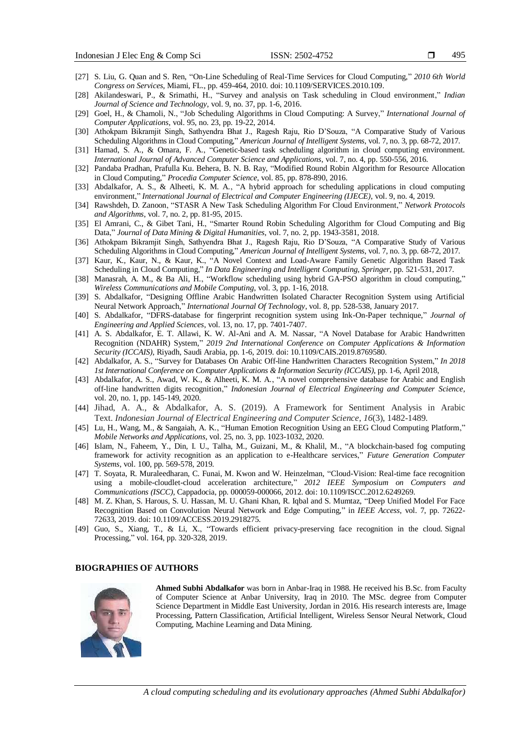[27] S. Liu, G. Quan and S. Ren, "On-Line Scheduling of Real-Time Services for Cloud Computing," *2010 6th World Congress on Services*, Miami, FL., pp. 459-464, 2010. doi: 10.1109/SERVICES.2010.109.

[28] Akilandeswari, P., & Srimathi, H., "Survey and analysis on Task scheduling in Cloud environment," *Indian Journal of Science and Technology*, vol. 9, no. 37, pp. 1-6, 2016.

[29] Goel, H., & Chamoli, N., "Job Scheduling Algorithms in Cloud Computing: A Survey," *International Journal of Computer Applications*, vol. 95, no. 23, pp. 19-22, 2014.

[30] Athokpam Bikramjit Singh, Sathyendra Bhat J., Ragesh Raju, Rio D'Souza, "A Comparative Study of Various Scheduling Algorithms in Cloud Computing," *American Journal of Intelligent Systems*, vol. 7, no. 3, pp. 68-72, 2017.

[31] Hamad, S. A., & Omara, F. A., "Genetic-based task scheduling algorithm in cloud computing environment. *International Journal of Advanced Computer Science and Applications*, vol. 7, no. 4, pp. 550-556, 2016.

[32] Pandaba Pradhan, Prafulla Ku. Behera, B. N. B. Ray, "Modified Round Robin Algorithm for Resource Allocation in Cloud Computing," *Procedia Computer Science*, vol. 85, pp. 878-890, 2016.

[33] Abdalkafor, A. S., & Alheeti, K. M. A., "A hybrid approach for scheduling applications in cloud computing environment," *International Journal of Electrical and Computer Engineering (IJECE)*, vol. 9, no. 4, 2019.

[34] Rawshdeh, D. Zanoon, "STASR A New Task Scheduling Algorithm For Cloud Environment," *Network Protocols and Algorithms*, vol. 7, no. 2, pp. 81-95, 2015.

[35] El Amrani, C., & Gibet Tani, H., "Smarter Round Robin Scheduling Algorithm for Cloud Computing and Big Data," *Journal of Data Mining & Digital Humanities*, vol. 7, no. 2, pp. 1943-3581, 2018.

[36] Athokpam Bikramjit Singh, Sathyendra Bhat J., Ragesh Raju, Rio D'Souza, "A Comparative Study of Various Scheduling Algorithms in Cloud Computing," *American Journal of Intelligent Systems*, vol. 7, no. 3, pp. 68-72, 2017.

[37] Kaur, K., Kaur, N., & Kaur, K., "A Novel Context and Load-Aware Family Genetic Algorithm Based Task Scheduling in Cloud Computing," *In Data Engineering and Intelligent Computing, Springer*, pp. 521-531, 2017.

[38] Manasrah, A. M., & Ba Ali, H., "Workflow scheduling using hybrid GA-PSO algorithm in cloud computing," *Wireless Communications and Mobile Computing*, vol. 3, pp. 1-16, 2018.

[39] S. Abdalkafor, "Designing Offline Arabic Handwritten Isolated Character Recognition System using Artificial Neural Network Approach," *International Journal Of Technology*, vol. 8, pp. 528-538, January 2017.

[40] S. Abdalkafor, "DFRS-database for fingerprint recognition system using Ink-On-Paper technique," *Journal of Engineering and Applied Sciences*, vol. 13, no. 17, pp. 7401-7407.

[41] A. S. Abdalkafor, E. T. Allawi, K. W. Al-Ani and A. M. Nassar, "A Novel Database for Arabic Handwritten Recognition (NDAHR) System," *2019 2nd International Conference on Computer Applications & Information Security (ICCAIS)*, Riyadh, Saudi Arabia, pp. 1-6, 2019. doi: 10.1109/CAIS.2019.8769580.

[42] Abdalkafor, A. S., "Survey for Databases On Arabic Off-line Handwritten Characters Recognition System," *In 2018 1st International Conference on Computer Applications & Information Security (ICCAIS)*, pp. 1-6, April 2018,

[43] Abdalkafor, A. S., Awad, W. K., & Alheeti, K. M. A., "A novel comprehensive database for Arabic and English off-line handwritten digits recognition," *Indonesian Journal of Electrical Engineering and Computer Science*, vol. 20, no. 1, pp. 145-149, 2020.

[44] Jihad, A. A., & Abdalkafor, A. S. (2019). A Framework for Sentiment Analysis in Arabic Text. *Indonesian Journal of Electrical Engineering and Computer Science*, *16*(3), 1482-1489.

[45] Lu, H., Wang, M., & Sangaiah, A. K., "Human Emotion Recognition Using an EEG Cloud Computing Platform," *Mobile Networks and Applications*, vol. 25, no. 3, pp. 1023-1032, 2020.

[46] Islam, N., Faheem, Y., Din, I. U., Talha, M., Guizani, M., & Khalil, M., "A blockchain-based fog computing framework for activity recognition as an application to e-Healthcare services," *Future Generation Computer Systems*, vol. 100, pp. 569-578, 2019.

[47] T. Soyata, R. Muraleedharan, C. Funai, M. Kwon and W. Heinzelman, "Cloud-Vision: Real-time face recognition using a mobile-cloudlet-cloud acceleration architecture," *2012 IEEE Symposium on Computers and Communications (ISCC)*, Cappadocia, pp. 000059-000066, 2012. doi: 10.1109/ISCC.2012.6249269.

[48] M. Z. Khan, S. Harous, S. U. Hassan, M. U. Ghani Khan, R. Iqbal and S. Mumtaz, "Deep Unified Model For Face Recognition Based on Convolution Neural Network and Edge Computing," in *IEEE Access*, vol. 7, pp. 72622-72633, 2019. doi: 10.1109/ACCESS.2019.2918275.

[49] Guo, S., Xiang, T., & Li, X., "Towards efficient privacy-preserving face recognition in the cloud. Signal Processing," vol. 164, pp. 320-328, 2019.

## BIOGRAPHIES OF AUTHORS

**Ahmed Subhi Abdalkafor** was born in Anbar-Iraq in 1988. He received his B.Sc. from Faculty of Computer Science at Anbar University, Iraq in 2010. The MSc. degree from Computer Science Department in Middle East University, Jordan in 2016. His research interests are, Image Processing, Pattern Classification, Artificial Intelligent, Wireless Sensor Neural Network, Cloud Computing, Machine Learning and Data Mining.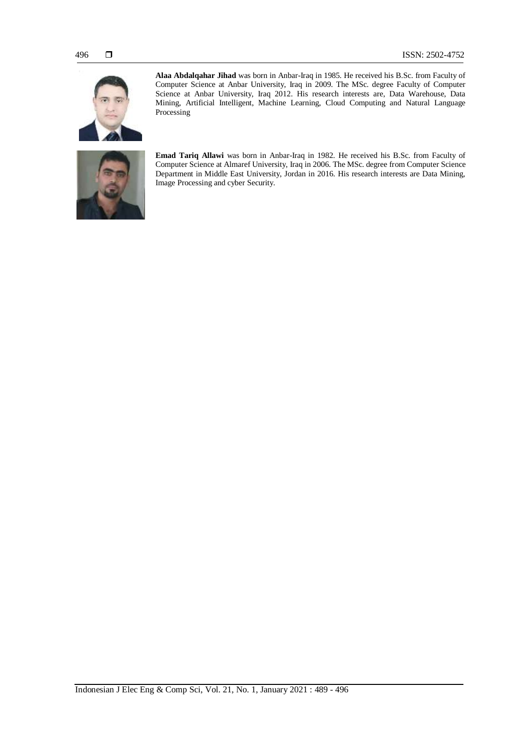**Alaa Abdalqahar Jihad** was born in Anbar-Iraq in 1985. He received his B.Sc. from Faculty of Computer Science at Anbar University, Iraq in 2009. The MSc. degree Faculty of Computer Science at Anbar University, Iraq 2012. His research interests are, Data Warehouse, Data Mining, Artificial Intelligent, Machine Learning, Cloud Computing and Natural Language Processing

**Emad Tariq Allawi** was born in Anbar-Iraq in 1982. He received his B.Sc. from Faculty of Computer Science at Almaref University, Iraq in 2006. The MSc. degree from Computer Science Department in Middle East University, Jordan in 2016. His research interests are Data Mining, Image Processing and cyber Security.